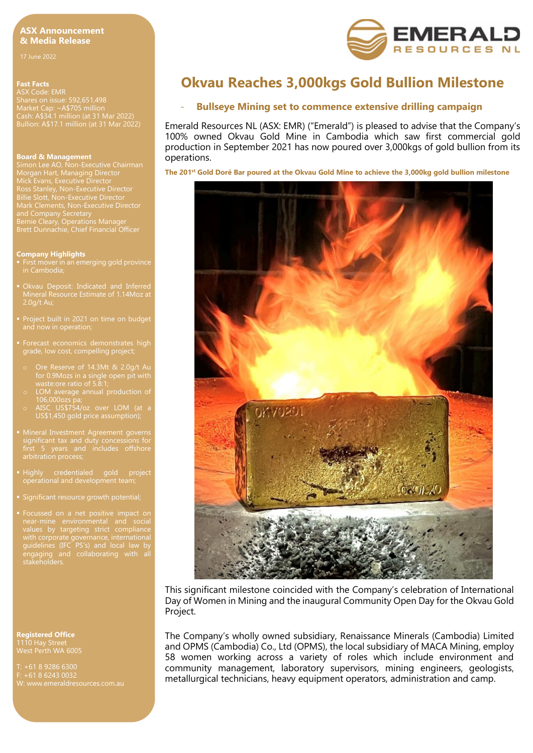**ASX Announcement & Media Release**

17 June 2022

**Fast Facts**
ASX Code: EMR
Shares on issue: 592,651,498
Market Cap: ~A$705 million
Cash: A$34.1 million (at 31 Mar 2022)
Bullion: A$17.1 million (at 31 Mar 2022)

**Board & Management**
Simon Lee AO, Non-Executive Chairman
Morgan Hart, Managing Director
Mick Evans, Executive Director
Ross Stanley, Non-Executive Director
Billie Slott, Non-Executive Director
Mark Clements, Non-Executive Director and Company Secretary
Bernie Cleary, Operations Manager
Brett Dunnachie, Chief Financial Officer

**Company Highlights**

- First mover in an emerging gold province in Cambodia;
- Okvau Deposit: Indicated and Inferred Mineral Resource Estimate of 1.14Moz at 2.0g/t Au;
- Project built in 2021 on time on budget and now in operation;
- Forecast economics demonstrates high grade, low cost, compelling project;
  - Ore Reserve of 14.3Mt & 2.0g/t Au for 0.9Mozs in a single open pit with waste:ore ratio of 5.8:1;
  - LOM average annual production of 106,000ozs pa;
  - AISC US$754/oz over LOM (at a US$1,450 gold price assumption);
- Mineral Investment Agreement governs significant tax and duty concessions for first 5 years and includes offshore arbitration process;
- Highly credentialed gold project operational and development team;
- Significant resource growth potential;
- Focussed on a net positive impact on near-mine environmental and social values by targeting strict compliance with corporate governance, international guidelines (IFC PS's) and local law by engaging and collaborating with all stakeholders.

**Registered Office**
1110 Hay Street
West Perth WA 6005

T: +61 8 9286 6300
F: +61 8 6243 0032
W: www.emeraldresources.com.au

# Okvau Reaches 3,000kgs Gold Bullion Milestone

- **Bullseye Mining set to commence extensive drilling campaign**

Emerald Resources NL (ASX: EMR) ("Emerald") is pleased to advise that the Company's 100% owned Okvau Gold Mine in Cambodia which saw first commercial gold production in September 2021 has now poured over 3,000kgs of gold bullion from its operations.

**The 201st Gold Doré Bar poured at the Okvau Gold Mine to achieve the 3,000kg gold bullion milestone**

This significant milestone coincided with the Company's celebration of International Day of Women in Mining and the inaugural Community Open Day for the Okvau Gold Project.

The Company's wholly owned subsidiary, Renaissance Minerals (Cambodia) Limited and OPMS (Cambodia) Co., Ltd (OPMS), the local subsidiary of MACA Mining, employ 58 women working across a variety of roles which include environment and community management, laboratory supervisors, mining engineers, geologists, metallurgical technicians, heavy equipment operators, administration and camp.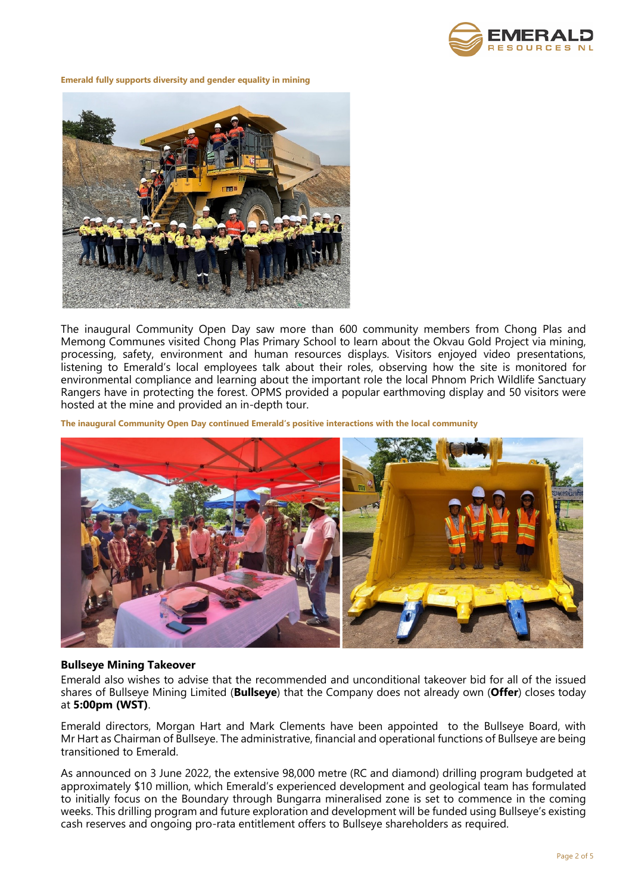**Emerald fully supports diversity and gender equality in mining**

The inaugural Community Open Day saw more than 600 community members from Chong Plas and Memong Communes visited Chong Plas Primary School to learn about the Okvau Gold Project via mining, processing, safety, environment and human resources displays. Visitors enjoyed video presentations, listening to Emerald's local employees talk about their roles, observing how the site is monitored for environmental compliance and learning about the important role the local Phnom Prich Wildlife Sanctuary Rangers have in protecting the forest. OPMS provided a popular earthmoving display and 50 visitors were hosted at the mine and provided an in-depth tour.

**The inaugural Community Open Day continued Emerald's positive interactions with the local community**

## Bullseye Mining Takeover

Emerald also wishes to advise that the recommended and unconditional takeover bid for all of the issued shares of Bullseye Mining Limited (**Bullseye**) that the Company does not already own (**Offer**) closes today at **5:00pm (WST)**.

Emerald directors, Morgan Hart and Mark Clements have been appointed to the Bullseye Board, with Mr Hart as Chairman of Bullseye. The administrative, financial and operational functions of Bullseye are being transitioned to Emerald.

As announced on 3 June 2022, the extensive 98,000 metre (RC and diamond) drilling program budgeted at approximately $10 million, which Emerald's experienced development and geological team has formulated to initially focus on the Boundary through Bungarra mineralised zone is set to commence in the coming weeks. This drilling program and future exploration and development will be funded using Bullseye's existing cash reserves and ongoing pro-rata entitlement offers to Bullseye shareholders as required.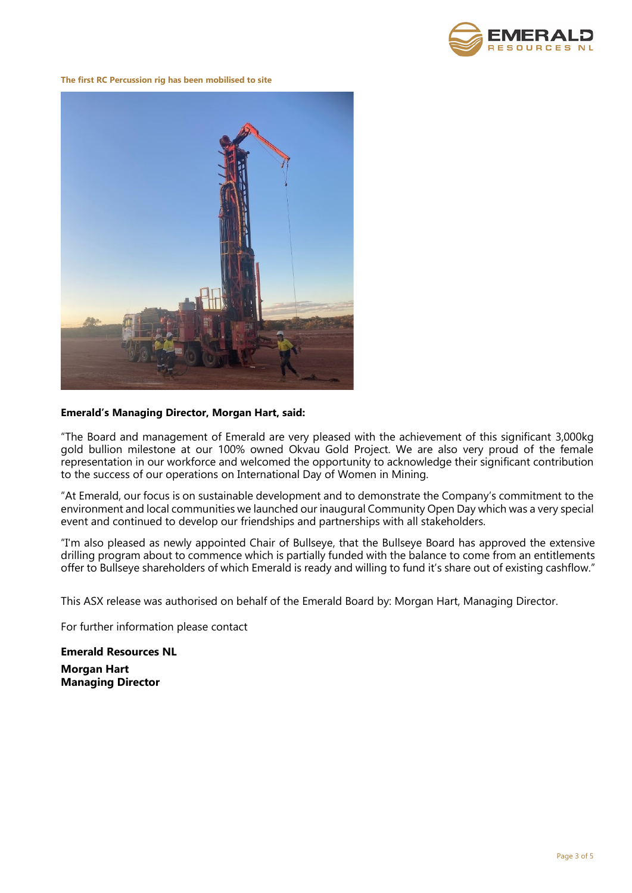**The first RC Percussion rig has been mobilised to site**

**Emerald's Managing Director, Morgan Hart, said:**

"The Board and management of Emerald are very pleased with the achievement of this significant 3,000kg gold bullion milestone at our 100% owned Okvau Gold Project. We are also very proud of the female representation in our workforce and welcomed the opportunity to acknowledge their significant contribution to the success of our operations on International Day of Women in Mining.

"At Emerald, our focus is on sustainable development and to demonstrate the Company's commitment to the environment and local communities we launched our inaugural Community Open Day which was a very special event and continued to develop our friendships and partnerships with all stakeholders.

"I'm also pleased as newly appointed Chair of Bullseye, that the Bullseye Board has approved the extensive drilling program about to commence which is partially funded with the balance to come from an entitlements offer to Bullseye shareholders of which Emerald is ready and willing to fund it's share out of existing cashflow."

This ASX release was authorised on behalf of the Emerald Board by: Morgan Hart, Managing Director.

For further information please contact

**Emerald Resources NL**

**Morgan Hart**
**Managing Director**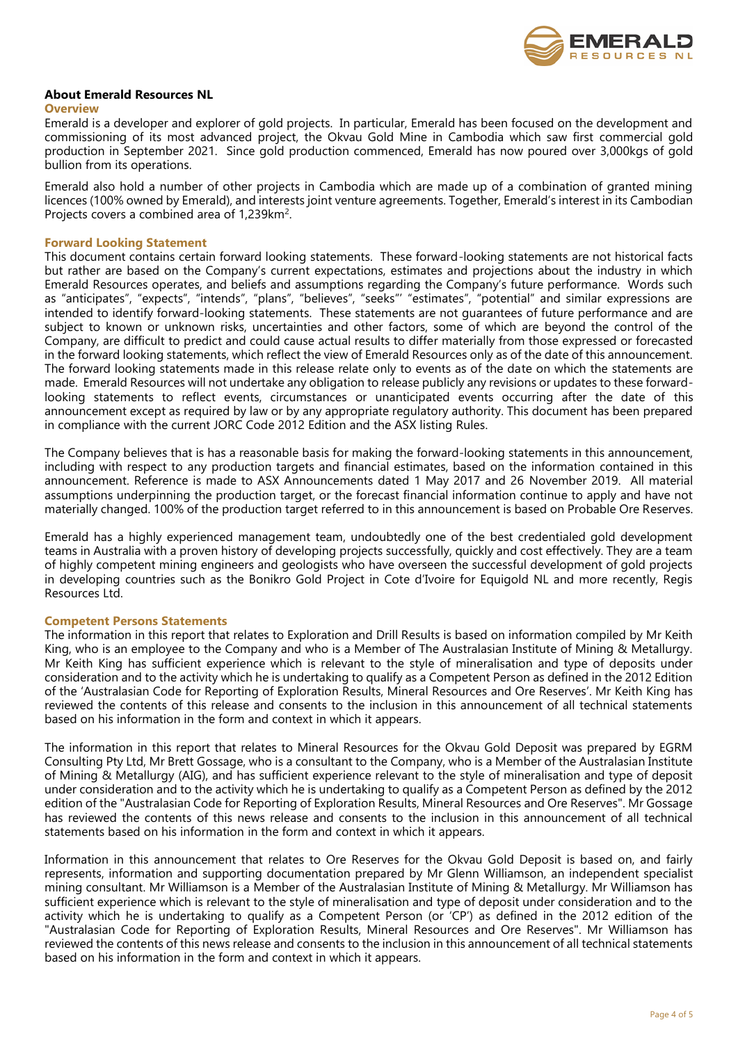## About Emerald Resources NL

### Overview

Emerald is a developer and explorer of gold projects. In particular, Emerald has been focused on the development and commissioning of its most advanced project, the Okvau Gold Mine in Cambodia which saw first commercial gold production in September 2021. Since gold production commenced, Emerald has now poured over 3,000kgs of gold bullion from its operations.

Emerald also hold a number of other projects in Cambodia which are made up of a combination of granted mining licences (100% owned by Emerald), and interests joint venture agreements. Together, Emerald's interest in its Cambodian Projects covers a combined area of 1,239km$^2$.

### Forward Looking Statement

This document contains certain forward looking statements. These forward-looking statements are not historical facts but rather are based on the Company's current expectations, estimates and projections about the industry in which Emerald Resources operates, and beliefs and assumptions regarding the Company's future performance. Words such as "anticipates", "expects", "intends", "plans", "believes", "seeks"' "estimates", "potential" and similar expressions are intended to identify forward-looking statements. These statements are not guarantees of future performance and are subject to known or unknown risks, uncertainties and other factors, some of which are beyond the control of the Company, are difficult to predict and could cause actual results to differ materially from those expressed or forecasted in the forward looking statements, which reflect the view of Emerald Resources only as of the date of this announcement. The forward looking statements made in this release relate only to events as of the date on which the statements are made. Emerald Resources will not undertake any obligation to release publicly any revisions or updates to these forward-looking statements to reflect events, circumstances or unanticipated events occurring after the date of this announcement except as required by law or by any appropriate regulatory authority. This document has been prepared in compliance with the current JORC Code 2012 Edition and the ASX listing Rules.

The Company believes that is has a reasonable basis for making the forward-looking statements in this announcement, including with respect to any production targets and financial estimates, based on the information contained in this announcement. Reference is made to ASX Announcements dated 1 May 2017 and 26 November 2019. All material assumptions underpinning the production target, or the forecast financial information continue to apply and have not materially changed. 100% of the production target referred to in this announcement is based on Probable Ore Reserves.

Emerald has a highly experienced management team, undoubtedly one of the best credentialed gold development teams in Australia with a proven history of developing projects successfully, quickly and cost effectively. They are a team of highly competent mining engineers and geologists who have overseen the successful development of gold projects in developing countries such as the Bonikro Gold Project in Cote d'Ivoire for Equigold NL and more recently, Regis Resources Ltd.

### Competent Persons Statements

The information in this report that relates to Exploration and Drill Results is based on information compiled by Mr Keith King, who is an employee to the Company and who is a Member of The Australasian Institute of Mining & Metallurgy. Mr Keith King has sufficient experience which is relevant to the style of mineralisation and type of deposits under consideration and to the activity which he is undertaking to qualify as a Competent Person as defined in the 2012 Edition of the 'Australasian Code for Reporting of Exploration Results, Mineral Resources and Ore Reserves'. Mr Keith King has reviewed the contents of this release and consents to the inclusion in this announcement of all technical statements based on his information in the form and context in which it appears.

The information in this report that relates to Mineral Resources for the Okvau Gold Deposit was prepared by EGRM Consulting Pty Ltd, Mr Brett Gossage, who is a consultant to the Company, who is a Member of the Australasian Institute of Mining & Metallurgy (AIG), and has sufficient experience relevant to the style of mineralisation and type of deposit under consideration and to the activity which he is undertaking to qualify as a Competent Person as defined by the 2012 edition of the "Australasian Code for Reporting of Exploration Results, Mineral Resources and Ore Reserves". Mr Gossage has reviewed the contents of this news release and consents to the inclusion in this announcement of all technical statements based on his information in the form and context in which it appears.

Information in this announcement that relates to Ore Reserves for the Okvau Gold Deposit is based on, and fairly represents, information and supporting documentation prepared by Mr Glenn Williamson, an independent specialist mining consultant. Mr Williamson is a Member of the Australasian Institute of Mining & Metallurgy. Mr Williamson has sufficient experience which is relevant to the style of mineralisation and type of deposit under consideration and to the activity which he is undertaking to qualify as a Competent Person (or 'CP') as defined in the 2012 edition of the "Australasian Code for Reporting of Exploration Results, Mineral Resources and Ore Reserves". Mr Williamson has reviewed the contents of this news release and consents to the inclusion in this announcement of all technical statements based on his information in the form and context in which it appears.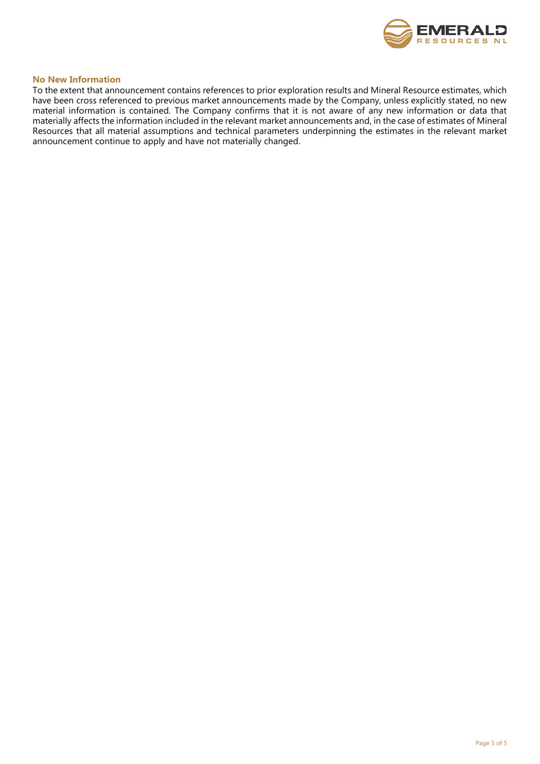### No New Information

To the extent that announcement contains references to prior exploration results and Mineral Resource estimates, which have been cross referenced to previous market announcements made by the Company, unless explicitly stated, no new material information is contained. The Company confirms that it is not aware of any new information or data that materially affects the information included in the relevant market announcements and, in the case of estimates of Mineral Resources that all material assumptions and technical parameters underpinning the estimates in the relevant market announcement continue to apply and have not materially changed.